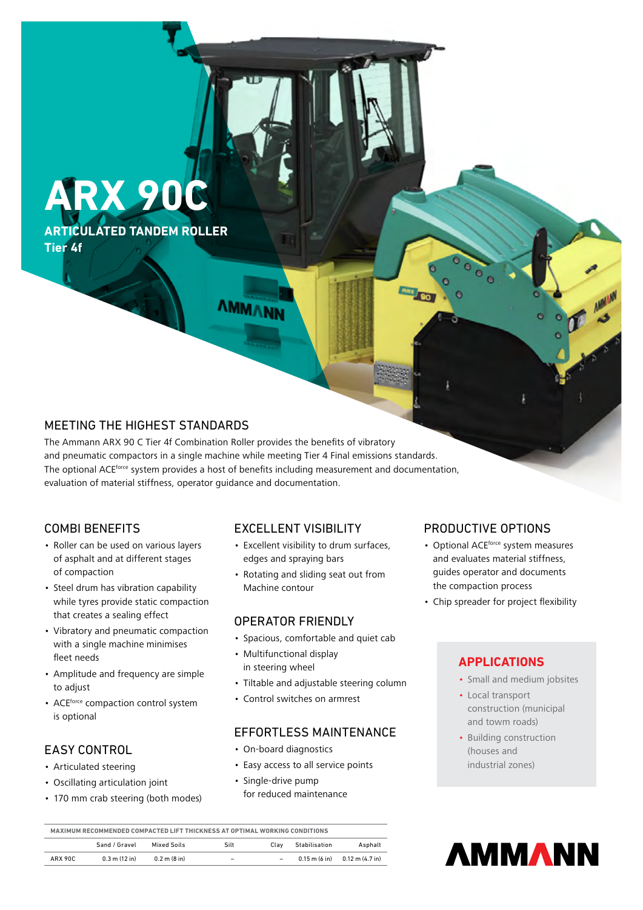# ARX 90C

**ARTICULATED TANDEM ROLLER**
**Tier 4f**

## MEETING THE HIGHEST STANDARDS

The Ammann ARX 90 C Tier 4f Combination Roller provides the benefits of vibratory and pneumatic compactors in a single machine while meeting Tier 4 Final emissions standards. The optional ACE$^{force}$ system provides a host of benefits including measurement and documentation, evaluation of material stiffness, operator guidance and documentation.

## COMBI BENEFITS

- Roller can be used on various layers of asphalt and at different stages of compaction
- Steel drum has vibration capability while tyres provide static compaction that creates a sealing effect
- Vibratory and pneumatic compaction with a single machine minimises fleet needs
- Amplitude and frequency are simple to adjust
- ACE$^{force}$ compaction control system is optional

## EASY CONTROL

- Articulated steering
- Oscillating articulation joint
- 170 mm crab steering (both modes)

## EXCELLENT VISIBILITY

- Excellent visibility to drum surfaces, edges and spraying bars
- Rotating and sliding seat out from Machine contour

## OPERATOR FRIENDLY

- Spacious, comfortable and quiet cab
- Multifunctional display in steering wheel
- Tiltable and adjustable steering column
- Control switches on armrest

## EFFORTLESS MAINTENANCE

- On-board diagnostics
- Easy access to all service points
- Single-drive pump for reduced maintenance

## PRODUCTIVE OPTIONS

- Optional ACE$^{force}$ system measures and evaluates material stiffness, guides operator and documents the compaction process
- Chip spreader for project flexibility

## APPLICATIONS

- Small and medium jobsites
- Local transport construction (municipal and town roads)
- Building construction (houses and industrial zones)

**MAXIMUM RECOMMENDED COMPACTED LIFT THICKNESS AT OPTIMAL WORKING CONDITIONS**

| | Sand / Gravel | Mixed Soils | Silt | Clay | Stabilisation | Asphalt |
|---|---|---|---|---|---|---|
| ARX 90C | 0.3 m (12 in) | 0.2 m (8 in) | – | – | 0.15 m (6 in) | 0.12 m (4.7 in) |

AMMANN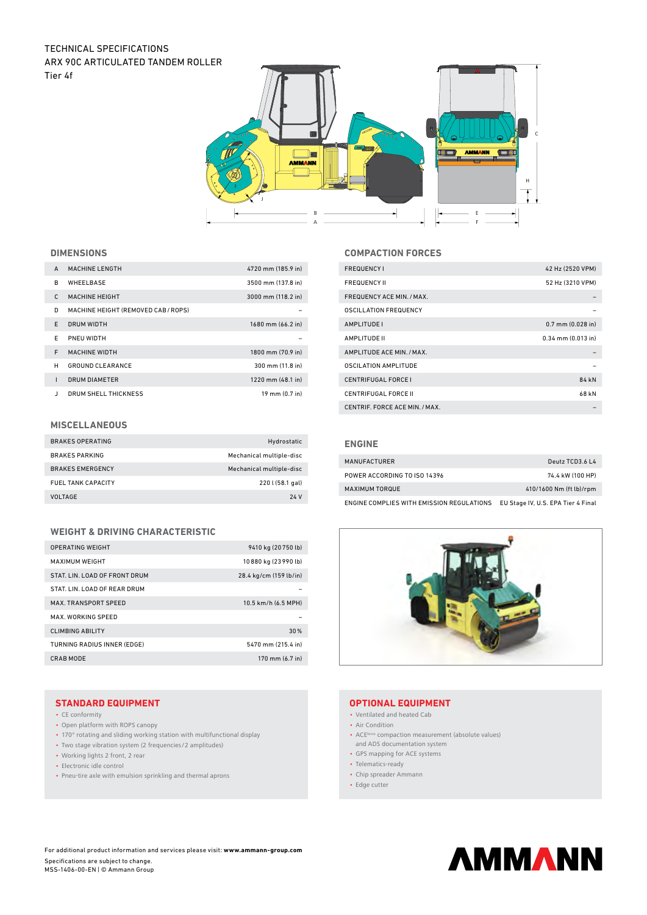TECHNICAL SPECIFICATIONS
ARX 90C ARTICULATED TANDEM ROLLER
Tier 4f

## DIMENSIONS

| | | |
|---|---|---|
| A | MACHINE LENGTH | 4720 mm (185.9 in) |
| B | WHEELBASE | 3500 mm (137.8 in) |
| C | MACHINE HEIGHT | 3000 mm (118.2 in) |
| D | MACHINE HEIGHT (REMOVED CAB / ROPS) | – |
| E | DRUM WIDTH | 1680 mm (66.2 in) |
| E | PNEU WIDTH | – |
| F | MACHINE WIDTH | 1800 mm (70.9 in) |
| H | GROUND CLEARANCE | 300 mm (11.8 in) |
| I | DRUM DIAMETER | 1220 mm (48.1 in) |
| J | DRUM SHELL THICKNESS | 19 mm (0.7 in) |

## COMPACTION FORCES

| | |
|---|---|
| FREQUENCY I | 42 Hz (2520 VPM) |
| FREQUENCY II | 52 Hz (3210 VPM) |
| FREQUENCY ACE MIN. / MAX. | – |
| OSCILLATION FREQUENCY | – |
| AMPLITUDE I | 0.7 mm (0.028 in) |
| AMPLITUDE II | 0.34 mm (0.013 in) |
| AMPLITUDE ACE MIN. / MAX. | – |
| OSCILATION AMPLITUDE | – |
| CENTRIFUGAL FORCE I | 84 kN |
| CENTRIFUGAL FORCE II | 68 kN |
| CENTRIF. FORCE ACE MIN. / MAX. | – |

## MISCELLANEOUS

| | |
|---|---|
| BRAKES OPERATING | Hydrostatic |
| BRAKES PARKING | Mechanical multiple-disc |
| BRAKES EMERGENCY | Mechanical multiple-disc |
| FUEL TANK CAPACITY | 220 l (58.1 gal) |
| VOLTAGE | 24 V |

## ENGINE

| | |
|---|---|
| MANUFACTURER | Deutz TCD3.6 L4 |
| POWER ACCORDING TO ISO 14396 | 74.4 kW (100 HP) |
| MAXIMUM TORQUE | 410/1600 Nm (ft lb)/rpm |
| ENGINE COMPLIES WITH EMISSION REGULATIONS | EU Stage IV, U.S. EPA Tier 4 Final |

## WEIGHT & DRIVING CHARACTERISTIC

| | |
|---|---|
| OPERATING WEIGHT | 9410 kg (20 750 lb) |
| MAXIMUM WEIGHT | 10 880 kg (23 990 lb) |
| STAT. LIN. LOAD OF FRONT DRUM | 28.4 kg/cm (159 lb/in) |
| STAT. LIN. LOAD OF REAR DRUM | – |
| MAX. TRANSPORT SPEED | 10.5 km/h (6.5 MPH) |
| MAX. WORKING SPEED | – |
| CLIMBING ABILITY | 30 % |
| TURNING RADIUS INNER (EDGE) | 5470 mm (215.4 in) |
| CRAB MODE | 170 mm (6.7 in) |

## STANDARD EQUIPMENT

- CE conformity
- Open platform with ROPS canopy
- 170° rotating and sliding working station with multifunctional display
- Two stage vibration system (2 frequencies/2 amplitudes)
- Working lights 2 front, 2 rear
- Electronic idle control
- Pneu-tire axle with emulsion sprinkling and thermal aprons

## OPTIONAL EQUIPMENT

- Ventilated and heated Cab
- Air Condition
- ACEforce compaction measurement (absolute values) and ADS documentation system
- GPS mapping for ACE systems
- Telematics-ready
- Chip spreader Ammann
- Edge cutter

For additional product information and services please visit: **www.ammann-group.com**
Specifications are subject to change.
MSS-1406-00-EN | © Ammann Group

AMMANN